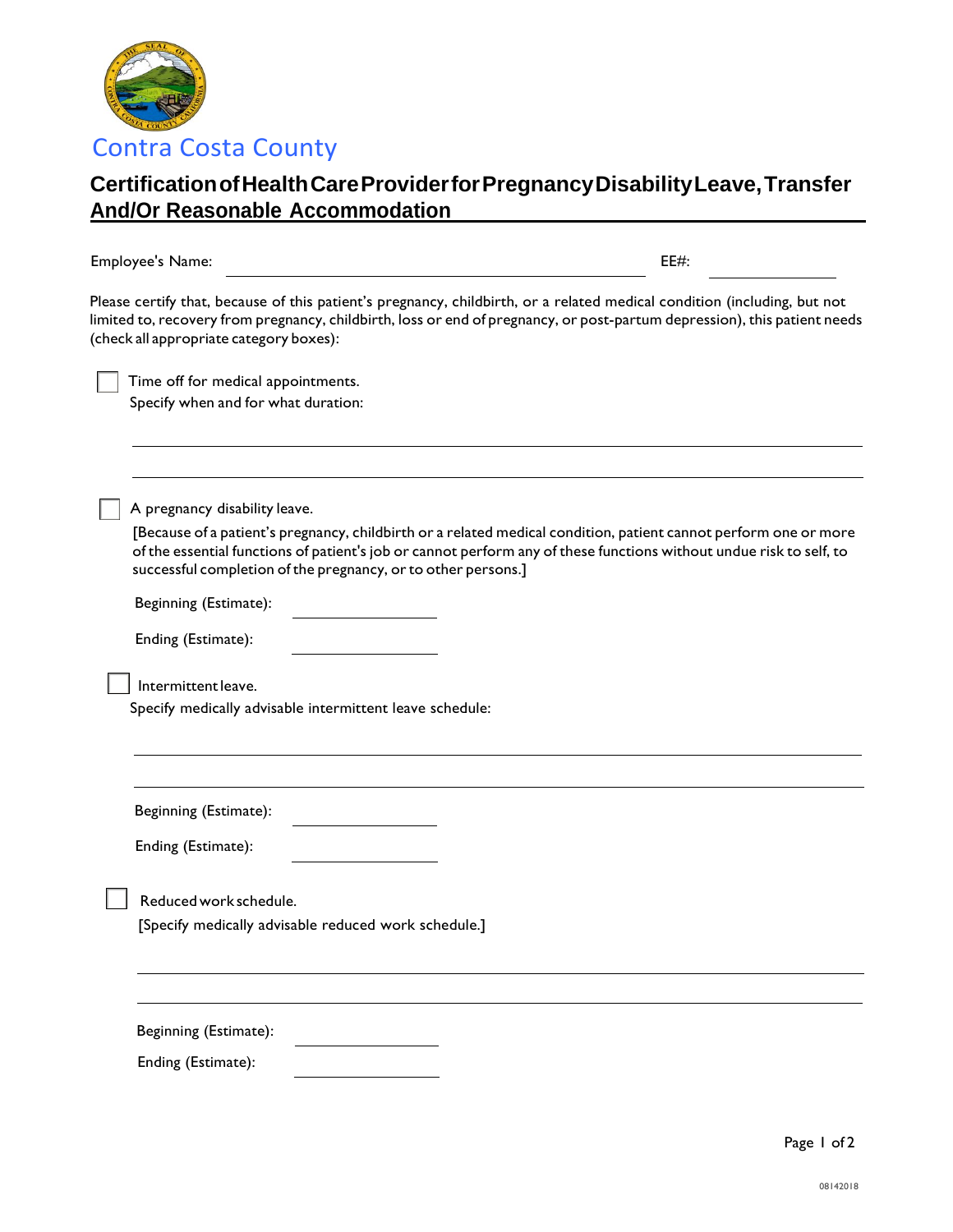Contra Costa County

# Certification of Health Care Provider for Pregnancy Disability Leave, Transfer And/Or Reasonable Accommodation

Employee's Name: ______________________________ EE#: ____________

Please certify that, because of this patient's pregnancy, childbirth, or a related medical condition (including, but not limited to, recovery from pregnancy, childbirth, loss or end of pregnancy, or post-partum depression), this patient needs (check all appropriate category boxes):

☐ Time off for medical appointments.
Specify when and for what duration:

______________________________________________________________

______________________________________________________________

☐ A pregnancy disability leave.
[Because of a patient's pregnancy, childbirth or a related medical condition, patient cannot perform one or more of the essential functions of patient's job or cannot perform any of these functions without undue risk to self, to successful completion of the pregnancy, or to other persons.]

Beginning (Estimate): ____________

Ending (Estimate): ____________

☐ Intermittent leave.
Specify medically advisable intermittent leave schedule:

______________________________________________________________

______________________________________________________________

Beginning (Estimate): ____________

Ending (Estimate): ____________

☐ Reduced work schedule.
[Specify medically advisable reduced work schedule.]

______________________________________________________________

______________________________________________________________

Beginning (Estimate): ____________

Ending (Estimate): ____________

08142018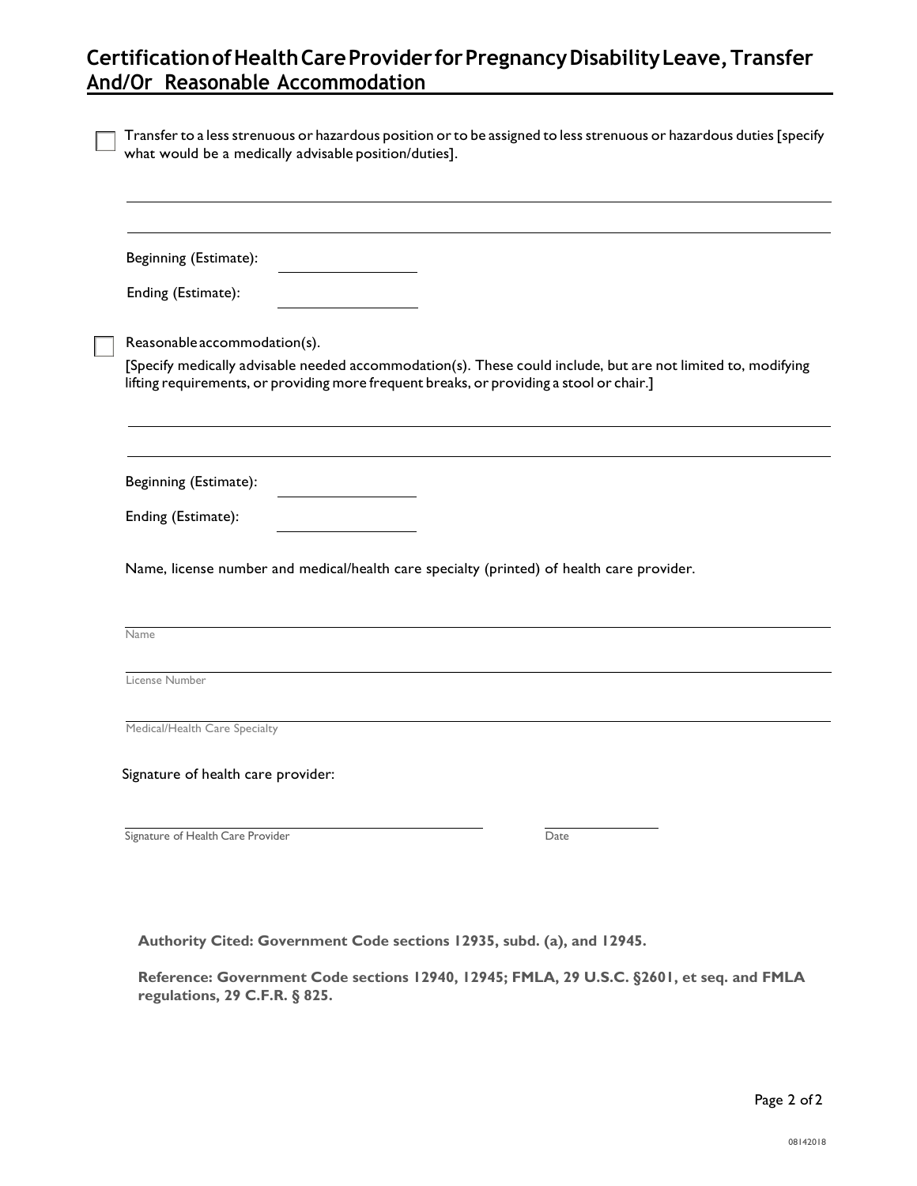# Certification of Health Care Provider for Pregnancy Disability Leave, Transfer And/Or Reasonable Accommodation

☐ Transfer to a less strenuous or hazardous position or to be assigned to less strenuous or hazardous duties [specify what would be a medically advisable position/duties].

\_\_\_\_\_\_\_\_\_\_\_\_\_\_\_\_\_\_\_\_\_\_\_\_\_\_\_\_\_\_\_\_\_\_\_\_\_\_\_\_\_\_\_\_\_\_\_\_\_\_\_\_\_\_\_\_\_\_\_\_

\_\_\_\_\_\_\_\_\_\_\_\_\_\_\_\_\_\_\_\_\_\_\_\_\_\_\_\_\_\_\_\_\_\_\_\_\_\_\_\_\_\_\_\_\_\_\_\_\_\_\_\_\_\_\_\_\_\_\_\_

Beginning (Estimate): \_\_\_\_\_\_\_\_\_\_\_\_\_\_\_\_

Ending (Estimate): \_\_\_\_\_\_\_\_\_\_\_\_\_\_\_\_

☐ Reasonable accommodation(s).

[Specify medically advisable needed accommodation(s). These could include, but are not limited to, modifying lifting requirements, or providing more frequent breaks, or providing a stool or chair.]

\_\_\_\_\_\_\_\_\_\_\_\_\_\_\_\_\_\_\_\_\_\_\_\_\_\_\_\_\_\_\_\_\_\_\_\_\_\_\_\_\_\_\_\_\_\_\_\_\_\_\_\_\_\_\_\_\_\_\_\_

\_\_\_\_\_\_\_\_\_\_\_\_\_\_\_\_\_\_\_\_\_\_\_\_\_\_\_\_\_\_\_\_\_\_\_\_\_\_\_\_\_\_\_\_\_\_\_\_\_\_\_\_\_\_\_\_\_\_\_\_

Beginning (Estimate): \_\_\_\_\_\_\_\_\_\_\_\_\_\_\_\_

Ending (Estimate): \_\_\_\_\_\_\_\_\_\_\_\_\_\_\_\_

Name, license number and medical/health care specialty (printed) of health care provider.

\_\_\_\_\_\_\_\_\_\_\_\_\_\_\_\_\_\_\_\_\_\_\_\_\_\_\_\_\_\_\_\_\_\_\_\_\_\_\_\_\_\_\_\_\_\_\_\_\_\_\_\_\_\_\_\_\_\_\_\_
Name

\_\_\_\_\_\_\_\_\_\_\_\_\_\_\_\_\_\_\_\_\_\_\_\_\_\_\_\_\_\_\_\_\_\_\_\_\_\_\_\_\_\_\_\_\_\_\_\_\_\_\_\_\_\_\_\_\_\_\_\_
License Number

\_\_\_\_\_\_\_\_\_\_\_\_\_\_\_\_\_\_\_\_\_\_\_\_\_\_\_\_\_\_\_\_\_\_\_\_\_\_\_\_\_\_\_\_\_\_\_\_\_\_\_\_\_\_\_\_\_\_\_\_
Medical/Health Care Specialty

Signature of health care provider:

\_\_\_\_\_\_\_\_\_\_\_\_\_\_\_\_\_\_\_\_\_\_\_\_\_\_\_\_\_\_\_\_\_\_\_\_\_\_ \_\_\_\_\_\_\_\_\_\_\_\_\_\_\_\_
Signature of Health Care Provider Date

**Authority Cited: Government Code sections 12935, subd. (a), and 12945.**

**Reference: Government Code sections 12940, 12945; FMLA, 29 U.S.C. §2601, et seq. and FMLA regulations, 29 C.F.R. § 825.**

08142018